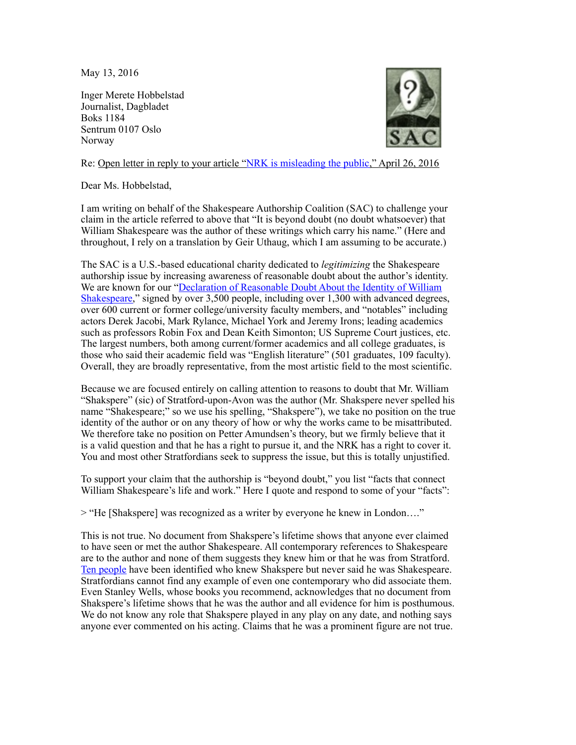May 13, 2016

Inger Merete Hobbelstad
Journalist, Dagbladet
Boks 1184
Sentrum 0107 Oslo
Norway

Re: Open letter in reply to your article "NRK is misleading the public," April 26, 2016

Dear Ms. Hobbelstad,

I am writing on behalf of the Shakespeare Authorship Coalition (SAC) to challenge your claim in the article referred to above that "It is beyond doubt (no doubt whatsoever) that William Shakespeare was the author of these writings which carry his name." (Here and throughout, I rely on a translation by Geir Uthaug, which I am assuming to be accurate.)

The SAC is a U.S.-based educational charity dedicated to *legitimizing* the Shakespeare authorship issue by increasing awareness of reasonable doubt about the author's identity. We are known for our "Declaration of Reasonable Doubt About the Identity of William Shakespeare," signed by over 3,500 people, including over 1,300 with advanced degrees, over 600 current or former college/university faculty members, and "notables" including actors Derek Jacobi, Mark Rylance, Michael York and Jeremy Irons; leading academics such as professors Robin Fox and Dean Keith Simonton; US Supreme Court justices, etc. The largest numbers, both among current/former academics and all college graduates, is those who said their academic field was "English literature" (501 graduates, 109 faculty). Overall, they are broadly representative, from the most artistic field to the most scientific.

Because we are focused entirely on calling attention to reasons to doubt that Mr. William "Shakspere" (sic) of Stratford-upon-Avon was the author (Mr. Shakspere never spelled his name "Shakespeare;" so we use his spelling, "Shakspere"), we take no position on the true identity of the author or on any theory of how or why the works came to be misattributed. We therefore take no position on Petter Amundsen's theory, but we firmly believe that it is a valid question and that he has a right to pursue it, and the NRK has a right to cover it. You and most other Stratfordians seek to suppress the issue, but this is totally unjustified.

To support your claim that the authorship is "beyond doubt," you list "facts that connect William Shakespeare's life and work." Here I quote and respond to some of your "facts":

> "He [Shakspere] was recognized as a writer by everyone he knew in London…."

This is not true. No document from Shakspere's lifetime shows that anyone ever claimed to have seen or met the author Shakespeare. All contemporary references to Shakespeare are to the author and none of them suggests they knew him or that he was from Stratford. Ten people have been identified who knew Shakspere but never said he was Shakespeare. Stratfordians cannot find any example of even one contemporary who did associate them. Even Stanley Wells, whose books you recommend, acknowledges that no document from Shakspere's lifetime shows that he was the author and all evidence for him is posthumous. We do not know any role that Shakspere played in any play on any date, and nothing says anyone ever commented on his acting. Claims that he was a prominent figure are not true.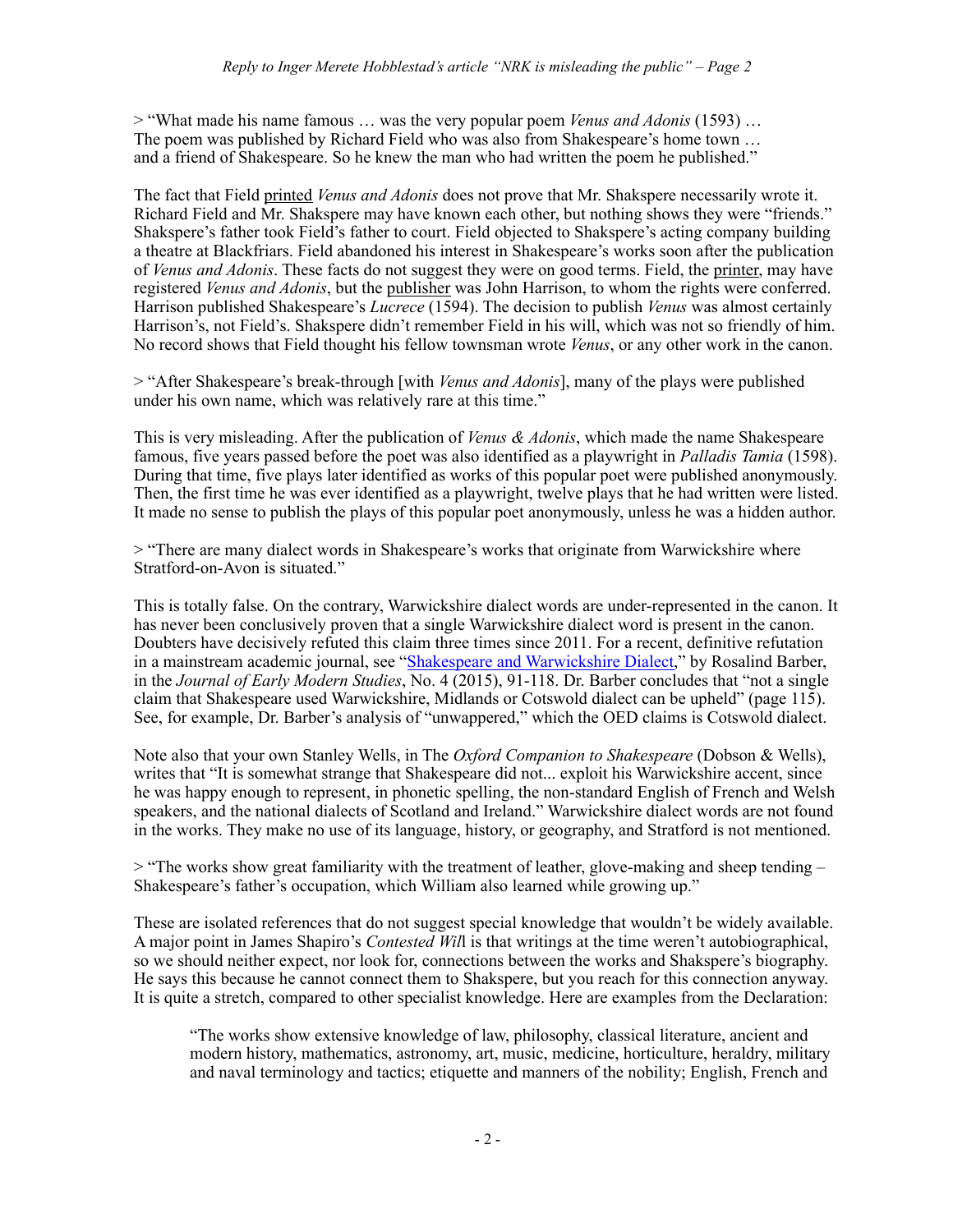> "What made his name famous … was the very popular poem *Venus and Adonis* (1593) … The poem was published by Richard Field who was also from Shakespeare's home town … and a friend of Shakespeare. So he knew the man who had written the poem he published."

The fact that Field printed *Venus and Adonis* does not prove that Mr. Shakspere necessarily wrote it. Richard Field and Mr. Shakspere may have known each other, but nothing shows they were "friends." Shakspere's father took Field's father to court. Field objected to Shakspere's acting company building a theatre at Blackfriars. Field abandoned his interest in Shakespeare's works soon after the publication of *Venus and Adonis*. These facts do not suggest they were on good terms. Field, the printer, may have registered *Venus and Adonis*, but the publisher was John Harrison, to whom the rights were conferred. Harrison published Shakespeare's *Lucrece* (1594). The decision to publish *Venus* was almost certainly Harrison's, not Field's. Shakspere didn't remember Field in his will, which was not so friendly of him. No record shows that Field thought his fellow townsman wrote *Venus*, or any other work in the canon.

> "After Shakespeare's break-through [with *Venus and Adonis*], many of the plays were published under his own name, which was relatively rare at this time."

This is very misleading. After the publication of *Venus & Adonis*, which made the name Shakespeare famous, five years passed before the poet was also identified as a playwright in *Palladis Tamia* (1598). During that time, five plays later identified as works of this popular poet were published anonymously. Then, the first time he was ever identified as a playwright, twelve plays that he had written were listed. It made no sense to publish the plays of this popular poet anonymously, unless he was a hidden author.

> "There are many dialect words in Shakespeare's works that originate from Warwickshire where Stratford-on-Avon is situated."

This is totally false. On the contrary, Warwickshire dialect words are under-represented in the canon. It has never been conclusively proven that a single Warwickshire dialect word is present in the canon. Doubters have decisively refuted this claim three times since 2011. For a recent, definitive refutation in a mainstream academic journal, see "Shakespeare and Warwickshire Dialect," by Rosalind Barber, in the *Journal of Early Modern Studies*, No. 4 (2015), 91-118. Dr. Barber concludes that "not a single claim that Shakespeare used Warwickshire, Midlands or Cotswold dialect can be upheld" (page 115). See, for example, Dr. Barber's analysis of "unwappered," which the OED claims is Cotswold dialect.

Note also that your own Stanley Wells, in The *Oxford Companion to Shakespeare* (Dobson & Wells), writes that "It is somewhat strange that Shakespeare did not... exploit his Warwickshire accent, since he was happy enough to represent, in phonetic spelling, the non-standard English of French and Welsh speakers, and the national dialects of Scotland and Ireland." Warwickshire dialect words are not found in the works. They make no use of its language, history, or geography, and Stratford is not mentioned.

> "The works show great familiarity with the treatment of leather, glove-making and sheep tending – Shakespeare's father's occupation, which William also learned while growing up."

These are isolated references that do not suggest special knowledge that wouldn't be widely available. A major point in James Shapiro's *Contested Will* is that writings at the time weren't autobiographical, so we should neither expect, nor look for, connections between the works and Shakspere's biography. He says this because he cannot connect them to Shakspere, but you reach for this connection anyway. It is quite a stretch, compared to other specialist knowledge. Here are examples from the Declaration:

> "The works show extensive knowledge of law, philosophy, classical literature, ancient and modern history, mathematics, astronomy, art, music, medicine, horticulture, heraldry, military and naval terminology and tactics; etiquette and manners of the nobility; English, French and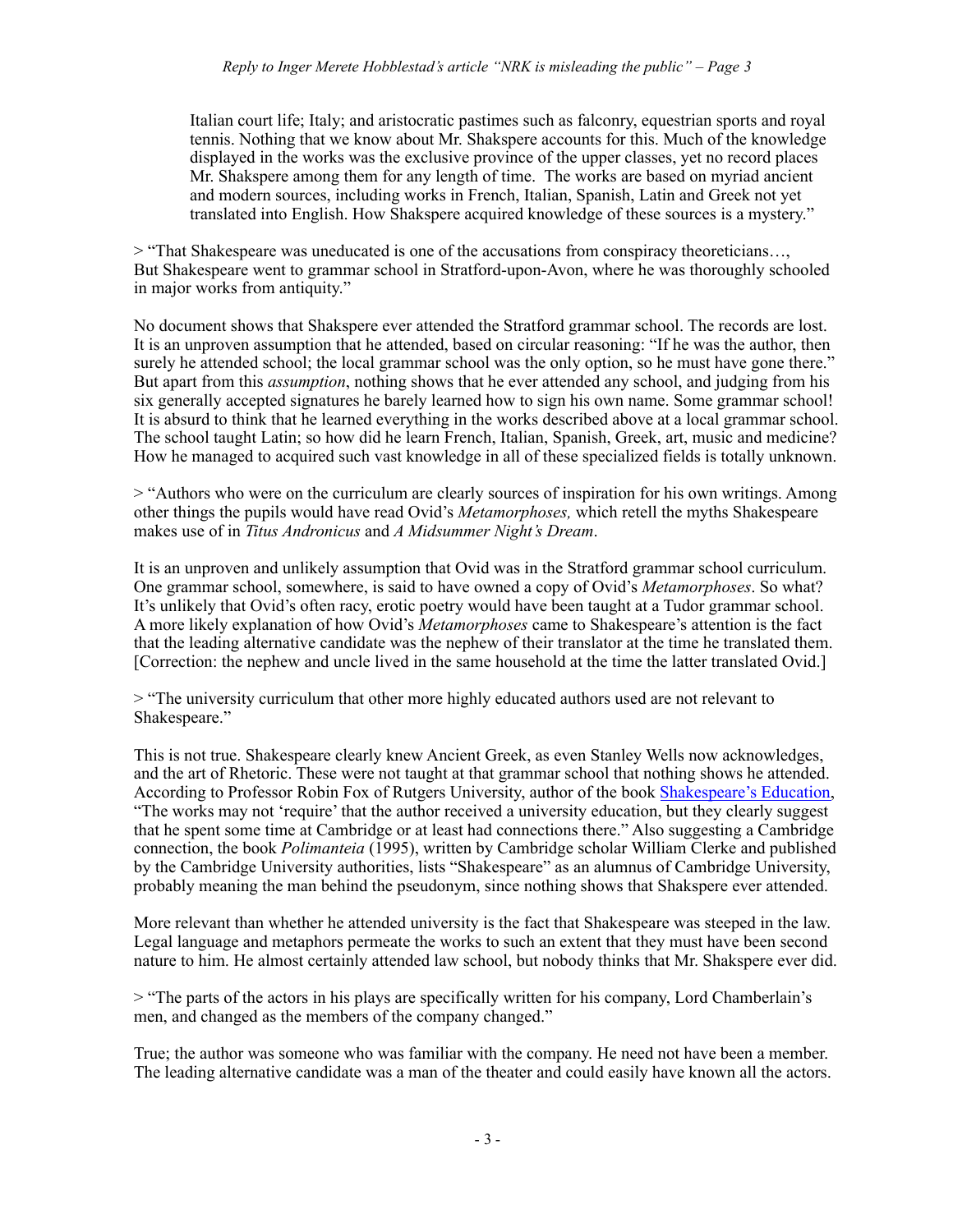Italian court life; Italy; and aristocratic pastimes such as falconry, equestrian sports and royal tennis. Nothing that we know about Mr. Shakspere accounts for this. Much of the knowledge displayed in the works was the exclusive province of the upper classes, yet no record places Mr. Shakspere among them for any length of time. The works are based on myriad ancient and modern sources, including works in French, Italian, Spanish, Latin and Greek not yet translated into English. How Shakspere acquired knowledge of these sources is a mystery."

> "That Shakespeare was uneducated is one of the accusations from conspiracy theoreticians…, But Shakespeare went to grammar school in Stratford-upon-Avon, where he was thoroughly schooled in major works from antiquity."

No document shows that Shakspere ever attended the Stratford grammar school. The records are lost. It is an unproven assumption that he attended, based on circular reasoning: "If he was the author, then surely he attended school; the local grammar school was the only option, so he must have gone there." But apart from this *assumption*, nothing shows that he ever attended any school, and judging from his six generally accepted signatures he barely learned how to sign his own name. Some grammar school! It is absurd to think that he learned everything in the works described above at a local grammar school. The school taught Latin; so how did he learn French, Italian, Spanish, Greek, art, music and medicine? How he managed to acquired such vast knowledge in all of these specialized fields is totally unknown.

> "Authors who were on the curriculum are clearly sources of inspiration for his own writings. Among other things the pupils would have read Ovid's *Metamorphoses,* which retell the myths Shakespeare makes use of in *Titus Andronicus* and *A Midsummer Night's Dream*.

It is an unproven and unlikely assumption that Ovid was in the Stratford grammar school curriculum. One grammar school, somewhere, is said to have owned a copy of Ovid's *Metamorphoses*. So what? It's unlikely that Ovid's often racy, erotic poetry would have been taught at a Tudor grammar school. A more likely explanation of how Ovid's *Metamorphoses* came to Shakespeare's attention is the fact that the leading alternative candidate was the nephew of their translator at the time he translated them. [Correction: the nephew and uncle lived in the same household at the time the latter translated Ovid.]

> "The university curriculum that other more highly educated authors used are not relevant to Shakespeare."

This is not true. Shakespeare clearly knew Ancient Greek, as even Stanley Wells now acknowledges, and the art of Rhetoric. These were not taught at that grammar school that nothing shows he attended. According to Professor Robin Fox of Rutgers University, author of the book Shakespeare's Education, "The works may not 'require' that the author received a university education, but they clearly suggest that he spent some time at Cambridge or at least had connections there." Also suggesting a Cambridge connection, the book *Polimanteia* (1995), written by Cambridge scholar William Clerke and published by the Cambridge University authorities, lists "Shakespeare" as an alumnus of Cambridge University, probably meaning the man behind the pseudonym, since nothing shows that Shakspere ever attended.

More relevant than whether he attended university is the fact that Shakespeare was steeped in the law. Legal language and metaphors permeate the works to such an extent that they must have been second nature to him. He almost certainly attended law school, but nobody thinks that Mr. Shakspere ever did.

> "The parts of the actors in his plays are specifically written for his company, Lord Chamberlain's men, and changed as the members of the company changed."

True; the author was someone who was familiar with the company. He need not have been a member. The leading alternative candidate was a man of the theater and could easily have known all the actors.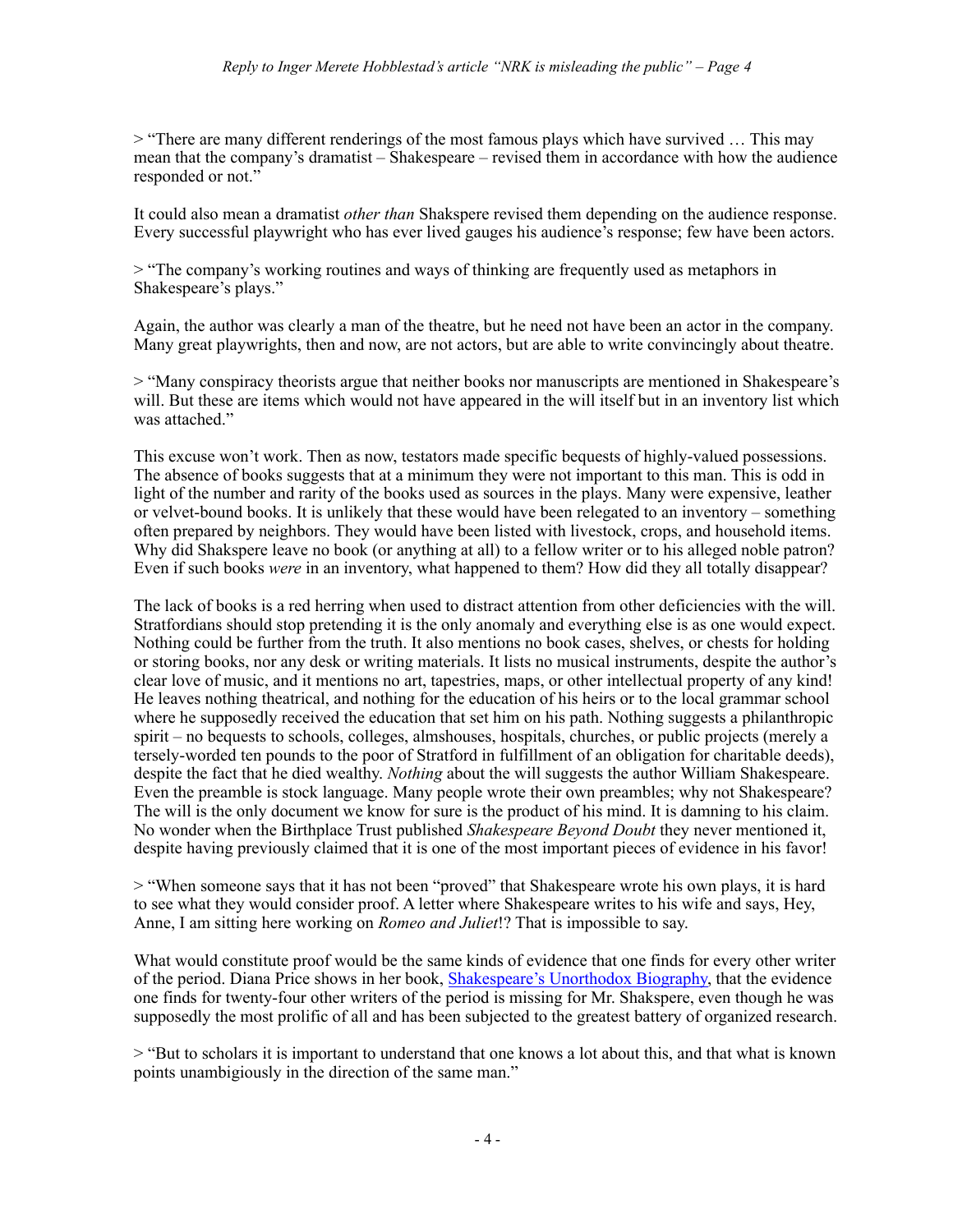> "There are many different renderings of the most famous plays which have survived … This may mean that the company's dramatist – Shakespeare – revised them in accordance with how the audience responded or not."

It could also mean a dramatist *other than* Shakspere revised them depending on the audience response. Every successful playwright who has ever lived gauges his audience's response; few have been actors.

> "The company's working routines and ways of thinking are frequently used as metaphors in Shakespeare's plays."

Again, the author was clearly a man of the theatre, but he need not have been an actor in the company. Many great playwrights, then and now, are not actors, but are able to write convincingly about theatre.

> "Many conspiracy theorists argue that neither books nor manuscripts are mentioned in Shakespeare's will. But these are items which would not have appeared in the will itself but in an inventory list which was attached."

This excuse won't work. Then as now, testators made specific bequests of highly-valued possessions. The absence of books suggests that at a minimum they were not important to this man. This is odd in light of the number and rarity of the books used as sources in the plays. Many were expensive, leather or velvet-bound books. It is unlikely that these would have been relegated to an inventory – something often prepared by neighbors. They would have been listed with livestock, crops, and household items. Why did Shakspere leave no book (or anything at all) to a fellow writer or to his alleged noble patron? Even if such books *were* in an inventory, what happened to them? How did they all totally disappear?

The lack of books is a red herring when used to distract attention from other deficiencies with the will. Stratfordians should stop pretending it is the only anomaly and everything else is as one would expect. Nothing could be further from the truth. It also mentions no book cases, shelves, or chests for holding or storing books, nor any desk or writing materials. It lists no musical instruments, despite the author's clear love of music, and it mentions no art, tapestries, maps, or other intellectual property of any kind! He leaves nothing theatrical, and nothing for the education of his heirs or to the local grammar school where he supposedly received the education that set him on his path. Nothing suggests a philanthropic spirit – no bequests to schools, colleges, almshouses, hospitals, churches, or public projects (merely a tersely-worded ten pounds to the poor of Stratford in fulfillment of an obligation for charitable deeds), despite the fact that he died wealthy. *Nothing* about the will suggests the author William Shakespeare. Even the preamble is stock language. Many people wrote their own preambles; why not Shakespeare? The will is the only document we know for sure is the product of his mind. It is damning to his claim. No wonder when the Birthplace Trust published *Shakespeare Beyond Doubt* they never mentioned it, despite having previously claimed that it is one of the most important pieces of evidence in his favor!

> "When someone says that it has not been "proved" that Shakespeare wrote his own plays, it is hard to see what they would consider proof. A letter where Shakespeare writes to his wife and says, Hey, Anne, I am sitting here working on *Romeo and Juliet*!? That is impossible to say.

What would constitute proof would be the same kinds of evidence that one finds for every other writer of the period. Diana Price shows in her book, Shakespeare's Unorthodox Biography, that the evidence one finds for twenty-four other writers of the period is missing for Mr. Shakspere, even though he was supposedly the most prolific of all and has been subjected to the greatest battery of organized research.

> "But to scholars it is important to understand that one knows a lot about this, and that what is known points unambiguously in the direction of the same man."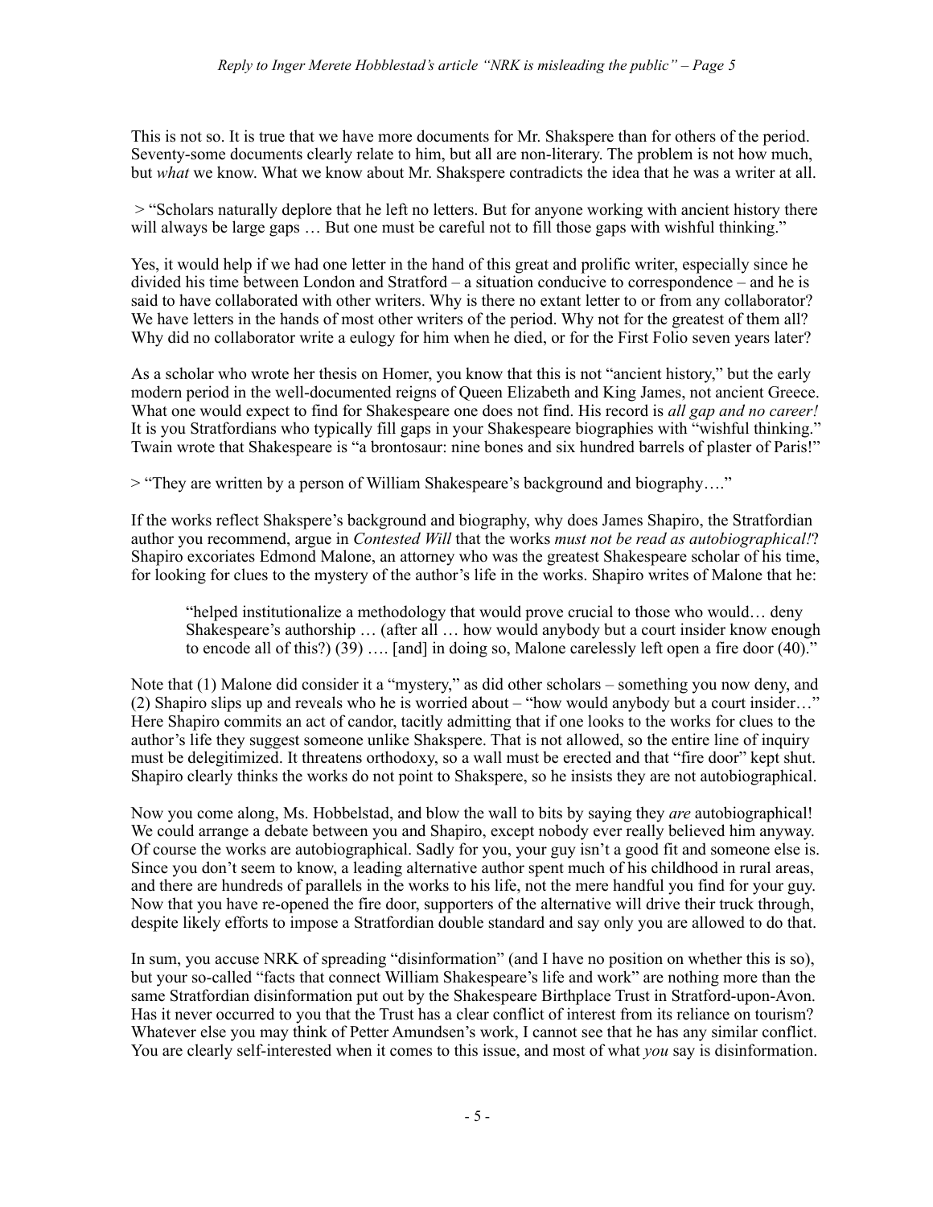This is not so. It is true that we have more documents for Mr. Shakspere than for others of the period. Seventy-some documents clearly relate to him, but all are non-literary. The problem is not how much, but *what* we know. What we know about Mr. Shakspere contradicts the idea that he was a writer at all.

> "Scholars naturally deplore that he left no letters. But for anyone working with ancient history there will always be large gaps … But one must be careful not to fill those gaps with wishful thinking."

Yes, it would help if we had one letter in the hand of this great and prolific writer, especially since he divided his time between London and Stratford – a situation conducive to correspondence – and he is said to have collaborated with other writers. Why is there no extant letter to or from any collaborator? We have letters in the hands of most other writers of the period. Why not for the greatest of them all? Why did no collaborator write a eulogy for him when he died, or for the First Folio seven years later?

As a scholar who wrote her thesis on Homer, you know that this is not "ancient history," but the early modern period in the well-documented reigns of Queen Elizabeth and King James, not ancient Greece. What one would expect to find for Shakespeare one does not find. His record is *all gap and no career!* It is you Stratfordians who typically fill gaps in your Shakespeare biographies with "wishful thinking." Twain wrote that Shakespeare is "a brontosaur: nine bones and six hundred barrels of plaster of Paris!"

> "They are written by a person of William Shakespeare's background and biography…."

If the works reflect Shakspere's background and biography, why does James Shapiro, the Stratfordian author you recommend, argue in *Contested Will* that the works *must not be read as autobiographical!*? Shapiro excoriates Edmond Malone, an attorney who was the greatest Shakespeare scholar of his time, for looking for clues to the mystery of the author's life in the works. Shapiro writes of Malone that he:

> "helped institutionalize a methodology that would prove crucial to those who would… deny Shakespeare's authorship … (after all … how would anybody but a court insider know enough to encode all of this?) (39) …. [and] in doing so, Malone carelessly left open a fire door (40)."

Note that (1) Malone did consider it a "mystery," as did other scholars – something you now deny, and (2) Shapiro slips up and reveals who he is worried about – "how would anybody but a court insider…" Here Shapiro commits an act of candor, tacitly admitting that if one looks to the works for clues to the author's life they suggest someone unlike Shakspere. That is not allowed, so the entire line of inquiry must be delegitimized. It threatens orthodoxy, so a wall must be erected and that "fire door" kept shut. Shapiro clearly thinks the works do not point to Shakspere, so he insists they are not autobiographical.

Now you come along, Ms. Hobbelstad, and blow the wall to bits by saying they *are* autobiographical! We could arrange a debate between you and Shapiro, except nobody ever really believed him anyway. Of course the works are autobiographical. Sadly for you, your guy isn't a good fit and someone else is. Since you don't seem to know, a leading alternative author spent much of his childhood in rural areas, and there are hundreds of parallels in the works to his life, not the mere handful you find for your guy. Now that you have re-opened the fire door, supporters of the alternative will drive their truck through, despite likely efforts to impose a Stratfordian double standard and say only you are allowed to do that.

In sum, you accuse NRK of spreading "disinformation" (and I have no position on whether this is so), but your so-called "facts that connect William Shakespeare's life and work" are nothing more than the same Stratfordian disinformation put out by the Shakespeare Birthplace Trust in Stratford-upon-Avon. Has it never occurred to you that the Trust has a clear conflict of interest from its reliance on tourism? Whatever else you may think of Petter Amundsen's work, I cannot see that he has any similar conflict. You are clearly self-interested when it comes to this issue, and most of what *you* say is disinformation.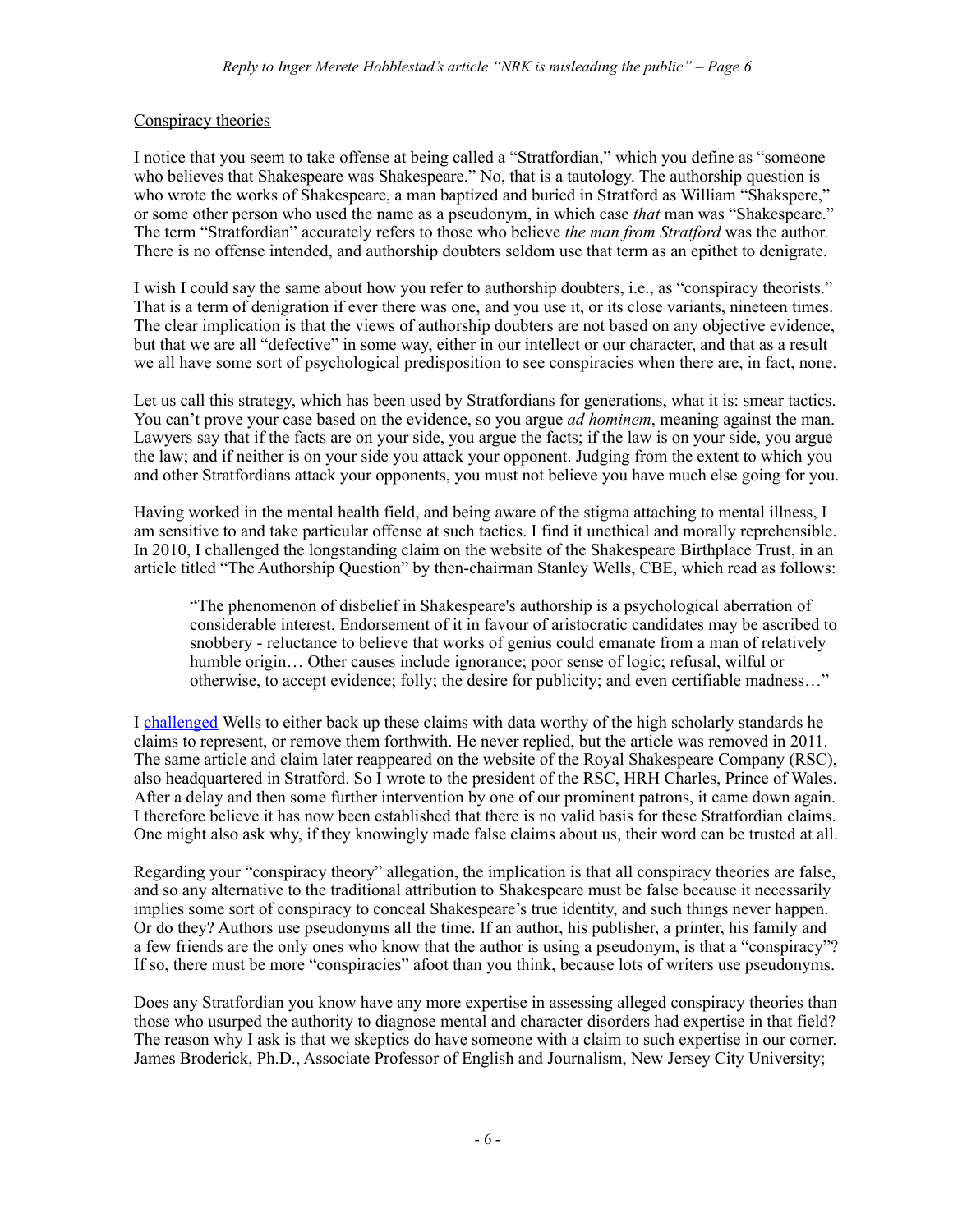Conspiracy theories

I notice that you seem to take offense at being called a "Stratfordian," which you define as "someone who believes that Shakespeare was Shakespeare." No, that is a tautology. The authorship question is who wrote the works of Shakespeare, a man baptized and buried in Stratford as William "Shakspere," or some other person who used the name as a pseudonym, in which case *that* man was "Shakespeare." The term "Stratfordian" accurately refers to those who believe *the man from Stratford* was the author. There is no offense intended, and authorship doubters seldom use that term as an epithet to denigrate.

I wish I could say the same about how you refer to authorship doubters, i.e., as "conspiracy theorists." That is a term of denigration if ever there was one, and you use it, or its close variants, nineteen times. The clear implication is that the views of authorship doubters are not based on any objective evidence, but that we are all "defective" in some way, either in our intellect or our character, and that as a result we all have some sort of psychological predisposition to see conspiracies when there are, in fact, none.

Let us call this strategy, which has been used by Stratfordians for generations, what it is: smear tactics. You can't prove your case based on the evidence, so you argue *ad hominem*, meaning against the man. Lawyers say that if the facts are on your side, you argue the facts; if the law is on your side, you argue the law; and if neither is on your side you attack your opponent. Judging from the extent to which you and other Stratfordians attack your opponents, you must not believe you have much else going for you.

Having worked in the mental health field, and being aware of the stigma attaching to mental illness, I am sensitive to and take particular offense at such tactics. I find it unethical and morally reprehensible. In 2010, I challenged the longstanding claim on the website of the Shakespeare Birthplace Trust, in an article titled "The Authorship Question" by then-chairman Stanley Wells, CBE, which read as follows:

> "The phenomenon of disbelief in Shakespeare's authorship is a psychological aberration of considerable interest. Endorsement of it in favour of aristocratic candidates may be ascribed to snobbery - reluctance to believe that works of genius could emanate from a man of relatively humble origin… Other causes include ignorance; poor sense of logic; refusal, wilful or otherwise, to accept evidence; folly; the desire for publicity; and even certifiable madness…"

I challenged Wells to either back up these claims with data worthy of the high scholarly standards he claims to represent, or remove them forthwith. He never replied, but the article was removed in 2011. The same article and claim later reappeared on the website of the Royal Shakespeare Company (RSC), also headquartered in Stratford. So I wrote to the president of the RSC, HRH Charles, Prince of Wales. After a delay and then some further intervention by one of our prominent patrons, it came down again. I therefore believe it has now been established that there is no valid basis for these Stratfordian claims. One might also ask why, if they knowingly made false claims about us, their word can be trusted at all.

Regarding your "conspiracy theory" allegation, the implication is that all conspiracy theories are false, and so any alternative to the traditional attribution to Shakespeare must be false because it necessarily implies some sort of conspiracy to conceal Shakespeare's true identity, and such things never happen. Or do they? Authors use pseudonyms all the time. If an author, his publisher, a printer, his family and a few friends are the only ones who know that the author is using a pseudonym, is that a "conspiracy"? If so, there must be more "conspiracies" afoot than you think, because lots of writers use pseudonyms.

Does any Stratfordian you know have any more expertise in assessing alleged conspiracy theories than those who usurped the authority to diagnose mental and character disorders had expertise in that field? The reason why I ask is that we skeptics do have someone with a claim to such expertise in our corner. James Broderick, Ph.D., Associate Professor of English and Journalism, New Jersey City University;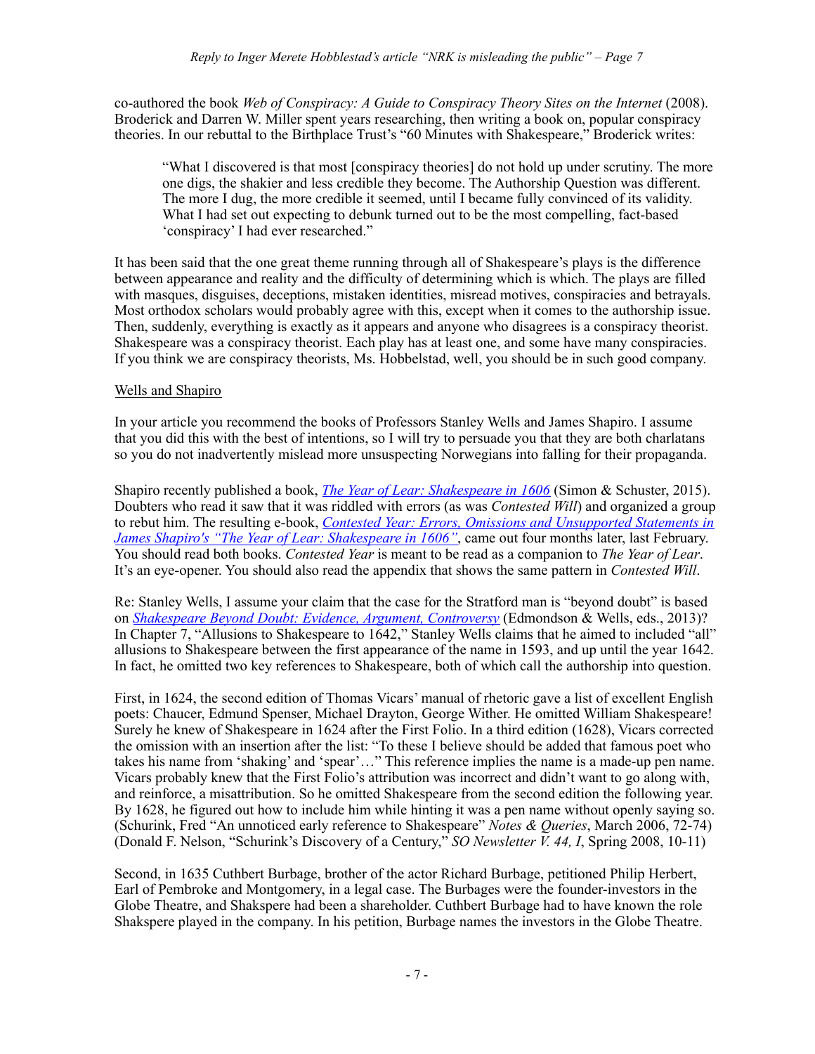co-authored the book *Web of Conspiracy: A Guide to Conspiracy Theory Sites on the Internet* (2008). Broderick and Darren W. Miller spent years researching, then writing a book on, popular conspiracy theories. In our rebuttal to the Birthplace Trust's "60 Minutes with Shakespeare," Broderick writes:

> "What I discovered is that most [conspiracy theories] do not hold up under scrutiny. The more one digs, the shakier and less credible they become. The Authorship Question was different. The more I dug, the more credible it seemed, until I became fully convinced of its validity. What I had set out expecting to debunk turned out to be the most compelling, fact-based 'conspiracy' I had ever researched."

It has been said that the one great theme running through all of Shakespeare's plays is the difference between appearance and reality and the difficulty of determining which is which. The plays are filled with masques, disguises, deceptions, mistaken identities, misread motives, conspiracies and betrayals. Most orthodox scholars would probably agree with this, except when it comes to the authorship issue. Then, suddenly, everything is exactly as it appears and anyone who disagrees is a conspiracy theorist. Shakespeare was a conspiracy theorist. Each play has at least one, and some have many conspiracies. If you think we are conspiracy theorists, Ms. Hobbelstad, well, you should be in such good company.

Wells and Shapiro

In your article you recommend the books of Professors Stanley Wells and James Shapiro. I assume that you did this with the best of intentions, so I will try to persuade you that they are both charlatans so you do not inadvertently mislead more unsuspecting Norwegians into falling for their propaganda.

Shapiro recently published a book, *The Year of Lear: Shakespeare in 1606* (Simon & Schuster, 2015). Doubters who read it saw that it was riddled with errors (as was *Contested Will*) and organized a group to rebut him. The resulting e-book, *Contested Year: Errors, Omissions and Unsupported Statements in James Shapiro's "The Year of Lear: Shakespeare in 1606"*, came out four months later, last February. You should read both books. *Contested Year* is meant to be read as a companion to *The Year of Lear*. It's an eye-opener. You should also read the appendix that shows the same pattern in *Contested Will*.

Re: Stanley Wells, I assume your claim that the case for the Stratford man is "beyond doubt" is based on *Shakespeare Beyond Doubt: Evidence, Argument, Controversy* (Edmondson & Wells, eds., 2013)? In Chapter 7, "Allusions to Shakespeare to 1642," Stanley Wells claims that he aimed to included "all" allusions to Shakespeare between the first appearance of the name in 1593, and up until the year 1642. In fact, he omitted two key references to Shakespeare, both of which call the authorship into question.

First, in 1624, the second edition of Thomas Vicars' manual of rhetoric gave a list of excellent English poets: Chaucer, Edmund Spenser, Michael Drayton, George Wither. He omitted William Shakespeare! Surely he knew of Shakespeare in 1624 after the First Folio. In a third edition (1628), Vicars corrected the omission with an insertion after the list: "To these I believe should be added that famous poet who takes his name from 'shaking' and 'spear'…" This reference implies the name is a made-up pen name. Vicars probably knew that the First Folio's attribution was incorrect and didn't want to go along with, and reinforce, a misattribution. So he omitted Shakespeare from the second edition the following year. By 1628, he figured out how to include him while hinting it was a pen name without openly saying so. (Schurink, Fred "An unnoticed early reference to Shakespeare" *Notes & Queries*, March 2006, 72-74) (Donald F. Nelson, "Schurink's Discovery of a Century," *SO Newsletter V. 44, I*, Spring 2008, 10-11)

Second, in 1635 Cuthbert Burbage, brother of the actor Richard Burbage, petitioned Philip Herbert, Earl of Pembroke and Montgomery, in a legal case. The Burbages were the founder-investors in the Globe Theatre, and Shakspere had been a shareholder. Cuthbert Burbage had to have known the role Shakspere played in the company. In his petition, Burbage names the investors in the Globe Theatre.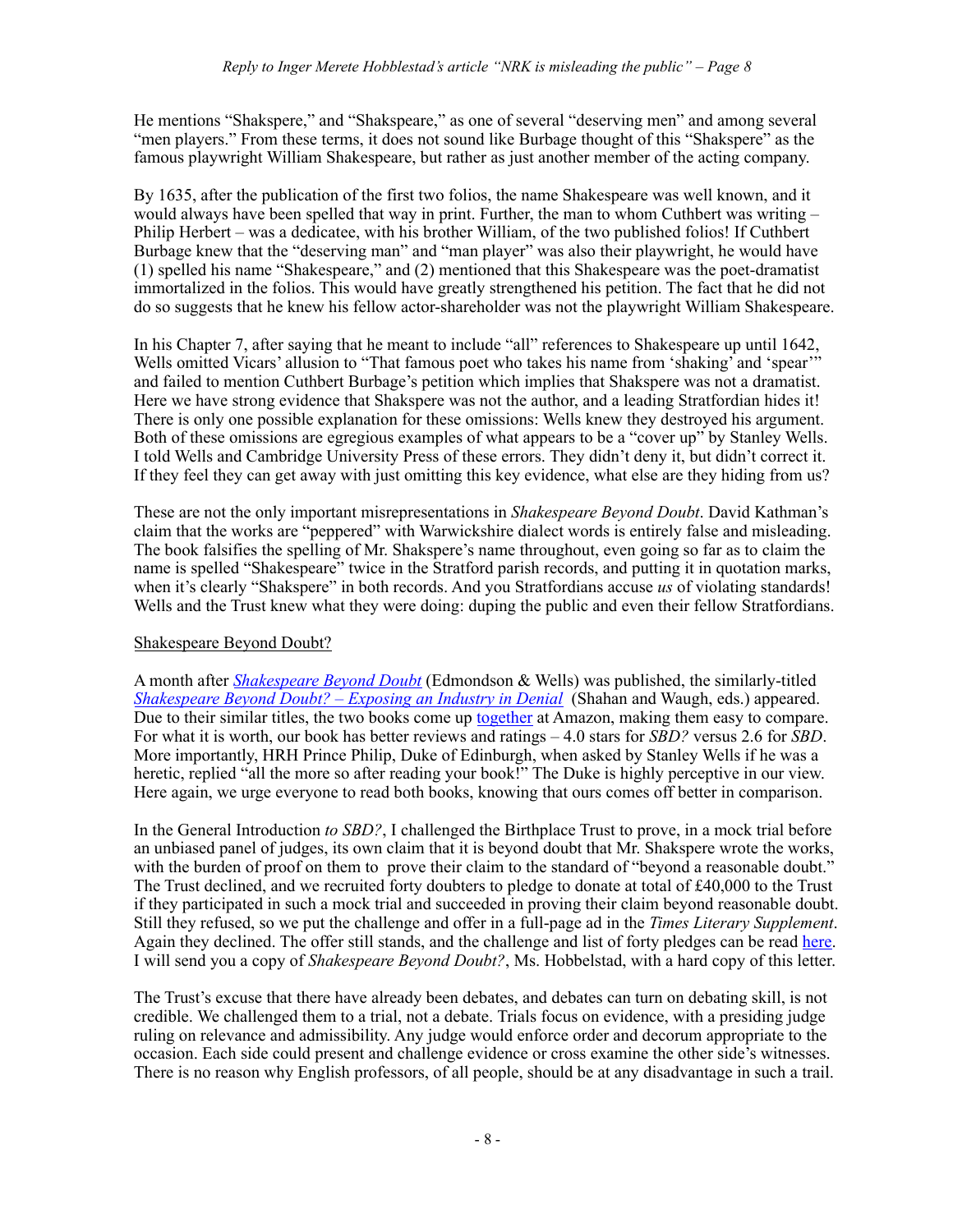He mentions "Shakspere," and "Shakspeare," as one of several "deserving men" and among several "men players." From these terms, it does not sound like Burbage thought of this "Shakspere" as the famous playwright William Shakespeare, but rather as just another member of the acting company.

By 1635, after the publication of the first two folios, the name Shakespeare was well known, and it would always have been spelled that way in print. Further, the man to whom Cuthbert was writing – Philip Herbert – was a dedicatee, with his brother William, of the two published folios! If Cuthbert Burbage knew that the "deserving man" and "man player" was also their playwright, he would have (1) spelled his name "Shakespeare," and (2) mentioned that this Shakespeare was the poet-dramatist immortalized in the folios. This would have greatly strengthened his petition. The fact that he did not do so suggests that he knew his fellow actor-shareholder was not the playwright William Shakespeare.

In his Chapter 7, after saying that he meant to include "all" references to Shakespeare up until 1642, Wells omitted Vicars' allusion to "That famous poet who takes his name from 'shaking' and 'spear'" and failed to mention Cuthbert Burbage's petition which implies that Shakspere was not a dramatist. Here we have strong evidence that Shakspere was not the author, and a leading Stratfordian hides it! There is only one possible explanation for these omissions: Wells knew they destroyed his argument. Both of these omissions are egregious examples of what appears to be a "cover up" by Stanley Wells. I told Wells and Cambridge University Press of these errors. They didn't deny it, but didn't correct it. If they feel they can get away with just omitting this key evidence, what else are they hiding from us?

These are not the only important misrepresentations in *Shakespeare Beyond Doubt*. David Kathman's claim that the works are "peppered" with Warwickshire dialect words is entirely false and misleading. The book falsifies the spelling of Mr. Shakspere's name throughout, even going so far as to claim the name is spelled "Shakespeare" twice in the Stratford parish records, and putting it in quotation marks, when it's clearly "Shakspere" in both records. And you Stratfordians accuse *us* of violating standards! Wells and the Trust knew what they were doing: duping the public and even their fellow Stratfordians.

## Shakespeare Beyond Doubt?

A month after *Shakespeare Beyond Doubt* (Edmondson & Wells) was published, the similarly-titled *Shakespeare Beyond Doubt? – Exposing an Industry in Denial* (Shahan and Waugh, eds.) appeared. Due to their similar titles, the two books come up together at Amazon, making them easy to compare. For what it is worth, our book has better reviews and ratings – 4.0 stars for *SBD?* versus 2.6 for *SBD*. More importantly, HRH Prince Philip, Duke of Edinburgh, when asked by Stanley Wells if he was a heretic, replied "all the more so after reading your book!" The Duke is highly perceptive in our view. Here again, we urge everyone to read both books, knowing that ours comes off better in comparison.

In the General Introduction *to SBD?*, I challenged the Birthplace Trust to prove, in a mock trial before an unbiased panel of judges, its own claim that it is beyond doubt that Mr. Shakspere wrote the works, with the burden of proof on them to prove their claim to the standard of "beyond a reasonable doubt." The Trust declined, and we recruited forty doubters to pledge to donate at total of £40,000 to the Trust if they participated in such a mock trial and succeeded in proving their claim beyond reasonable doubt. Still they refused, so we put the challenge and offer in a full-page ad in the *Times Literary Supplement*. Again they declined. The offer still stands, and the challenge and list of forty pledges can be read here. I will send you a copy of *Shakespeare Beyond Doubt?*, Ms. Hobbelstad, with a hard copy of this letter.

The Trust's excuse that there have already been debates, and debates can turn on debating skill, is not credible. We challenged them to a trial, not a debate. Trials focus on evidence, with a presiding judge ruling on relevance and admissibility. Any judge would enforce order and decorum appropriate to the occasion. Each side could present and challenge evidence or cross examine the other side's witnesses. There is no reason why English professors, of all people, should be at any disadvantage in such a trail.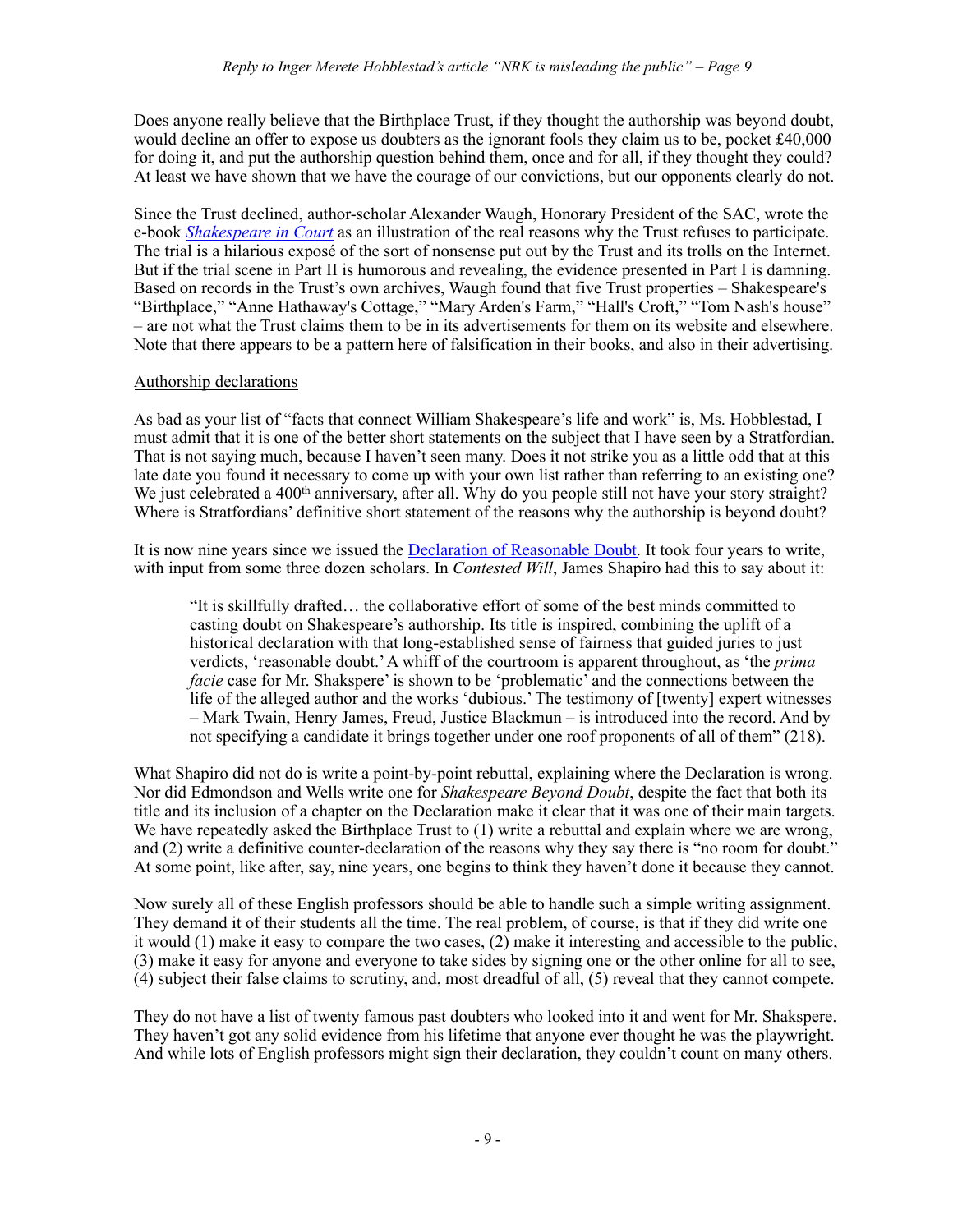Does anyone really believe that the Birthplace Trust, if they thought the authorship was beyond doubt, would decline an offer to expose us doubters as the ignorant fools they claim us to be, pocket £40,000 for doing it, and put the authorship question behind them, once and for all, if they thought they could? At least we have shown that we have the courage of our convictions, but our opponents clearly do not.

Since the Trust declined, author-scholar Alexander Waugh, Honorary President of the SAC, wrote the e-book *Shakespeare in Court* as an illustration of the real reasons why the Trust refuses to participate. The trial is a hilarious exposé of the sort of nonsense put out by the Trust and its trolls on the Internet. But if the trial scene in Part II is humorous and revealing, the evidence presented in Part I is damning. Based on records in the Trust's own archives, Waugh found that five Trust properties – Shakespeare's "Birthplace," "Anne Hathaway's Cottage," "Mary Arden's Farm," "Hall's Croft," "Tom Nash's house" – are not what the Trust claims them to be in its advertisements for them on its website and elsewhere. Note that there appears to be a pattern here of falsification in their books, and also in their advertising.

## Authorship declarations

As bad as your list of "facts that connect William Shakespeare's life and work" is, Ms. Hobblestad, I must admit that it is one of the better short statements on the subject that I have seen by a Stratfordian. That is not saying much, because I haven't seen many. Does it not strike you as a little odd that at this late date you found it necessary to come up with your own list rather than referring to an existing one? We just celebrated a 400th anniversary, after all. Why do you people still not have your story straight? Where is Stratfordians' definitive short statement of the reasons why the authorship is beyond doubt?

It is now nine years since we issued the Declaration of Reasonable Doubt. It took four years to write, with input from some three dozen scholars. In *Contested Will*, James Shapiro had this to say about it:

> "It is skillfully drafted… the collaborative effort of some of the best minds committed to casting doubt on Shakespeare's authorship. Its title is inspired, combining the uplift of a historical declaration with that long-established sense of fairness that guided juries to just verdicts, 'reasonable doubt.' A whiff of the courtroom is apparent throughout, as 'the *prima facie* case for Mr. Shakspere' is shown to be 'problematic' and the connections between the life of the alleged author and the works 'dubious.' The testimony of [twenty] expert witnesses – Mark Twain, Henry James, Freud, Justice Blackmun – is introduced into the record. And by not specifying a candidate it brings together under one roof proponents of all of them" (218).

What Shapiro did not do is write a point-by-point rebuttal, explaining where the Declaration is wrong. Nor did Edmondson and Wells write one for *Shakespeare Beyond Doubt*, despite the fact that both its title and its inclusion of a chapter on the Declaration make it clear that it was one of their main targets. We have repeatedly asked the Birthplace Trust to (1) write a rebuttal and explain where we are wrong, and (2) write a definitive counter-declaration of the reasons why they say there is "no room for doubt." At some point, like after, say, nine years, one begins to think they haven't done it because they cannot.

Now surely all of these English professors should be able to handle such a simple writing assignment. They demand it of their students all the time. The real problem, of course, is that if they did write one it would (1) make it easy to compare the two cases, (2) make it interesting and accessible to the public, (3) make it easy for anyone and everyone to take sides by signing one or the other online for all to see, (4) subject their false claims to scrutiny, and, most dreadful of all, (5) reveal that they cannot compete.

They do not have a list of twenty famous past doubters who looked into it and went for Mr. Shakspere. They haven't got any solid evidence from his lifetime that anyone ever thought he was the playwright. And while lots of English professors might sign their declaration, they couldn't count on many others.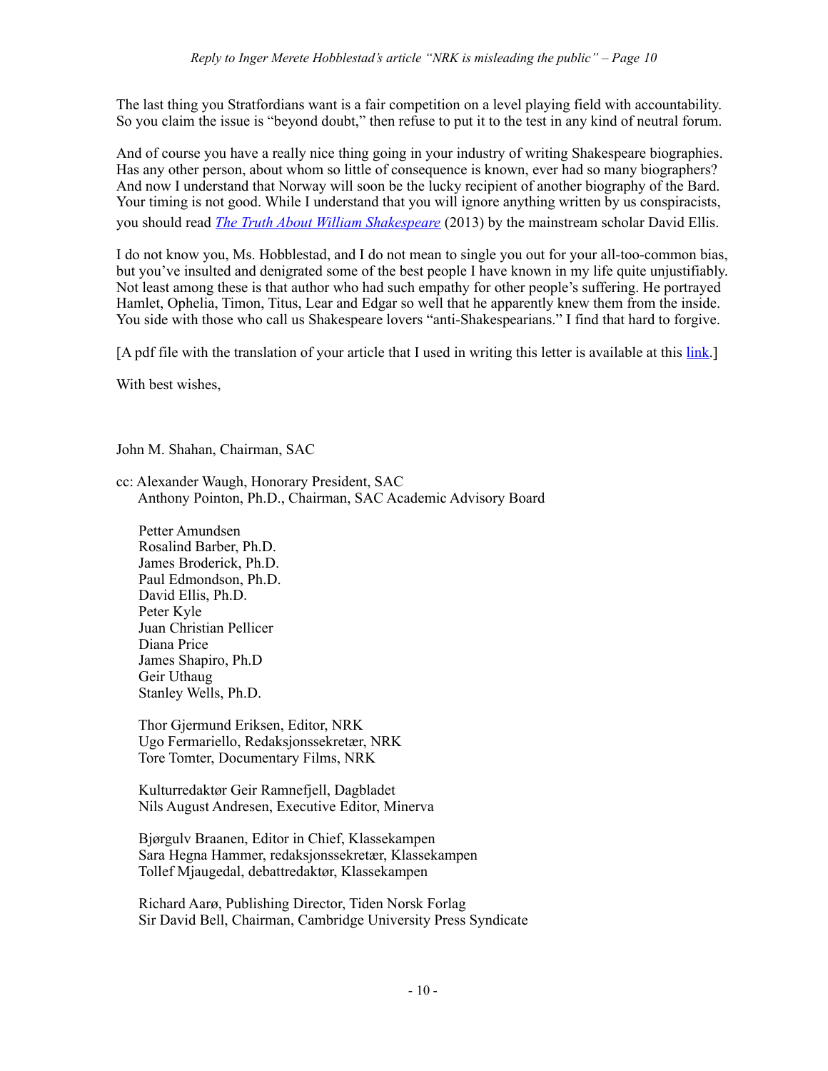The last thing you Stratfordians want is a fair competition on a level playing field with accountability. So you claim the issue is "beyond doubt," then refuse to put it to the test in any kind of neutral forum.

And of course you have a really nice thing going in your industry of writing Shakespeare biographies. Has any other person, about whom so little of consequence is known, ever had so many biographers? And now I understand that Norway will soon be the lucky recipient of another biography of the Bard. Your timing is not good. While I understand that you will ignore anything written by us conspiracists, you should read *The Truth About William Shakespeare* (2013) by the mainstream scholar David Ellis.

I do not know you, Ms. Hobblestad, and I do not mean to single you out for your all-too-common bias, but you've insulted and denigrated some of the best people I have known in my life quite unjustifiably. Not least among these is that author who had such empathy for other people's suffering. He portrayed Hamlet, Ophelia, Timon, Titus, Lear and Edgar so well that he apparently knew them from the inside. You side with those who call us Shakespeare lovers "anti-Shakespearians." I find that hard to forgive.

[A pdf file with the translation of your article that I used in writing this letter is available at this link.]

With best wishes,

John M. Shahan, Chairman, SAC

cc: Alexander Waugh, Honorary President, SAC
Anthony Pointon, Ph.D., Chairman, SAC Academic Advisory Board

Petter Amundsen
Rosalind Barber, Ph.D.
James Broderick, Ph.D.
Paul Edmondson, Ph.D.
David Ellis, Ph.D.
Peter Kyle
Juan Christian Pellicer
Diana Price
James Shapiro, Ph.D
Geir Uthaug
Stanley Wells, Ph.D.

Thor Gjermund Eriksen, Editor, NRK
Ugo Fermariello, Redaksjonssekretær, NRK
Tore Tomter, Documentary Films, NRK

Kulturredaktør Geir Ramnefjell, Dagbladet
Nils August Andresen, Executive Editor, Minerva

Bjørgulv Braanen, Editor in Chief, Klassekampen
Sara Hegna Hammer, redaksjonssekretær, Klassekampen
Tollef Mjaugedal, debattredaktør, Klassekampen

Richard Aarø, Publishing Director, Tiden Norsk Forlag
Sir David Bell, Chairman, Cambridge University Press Syndicate